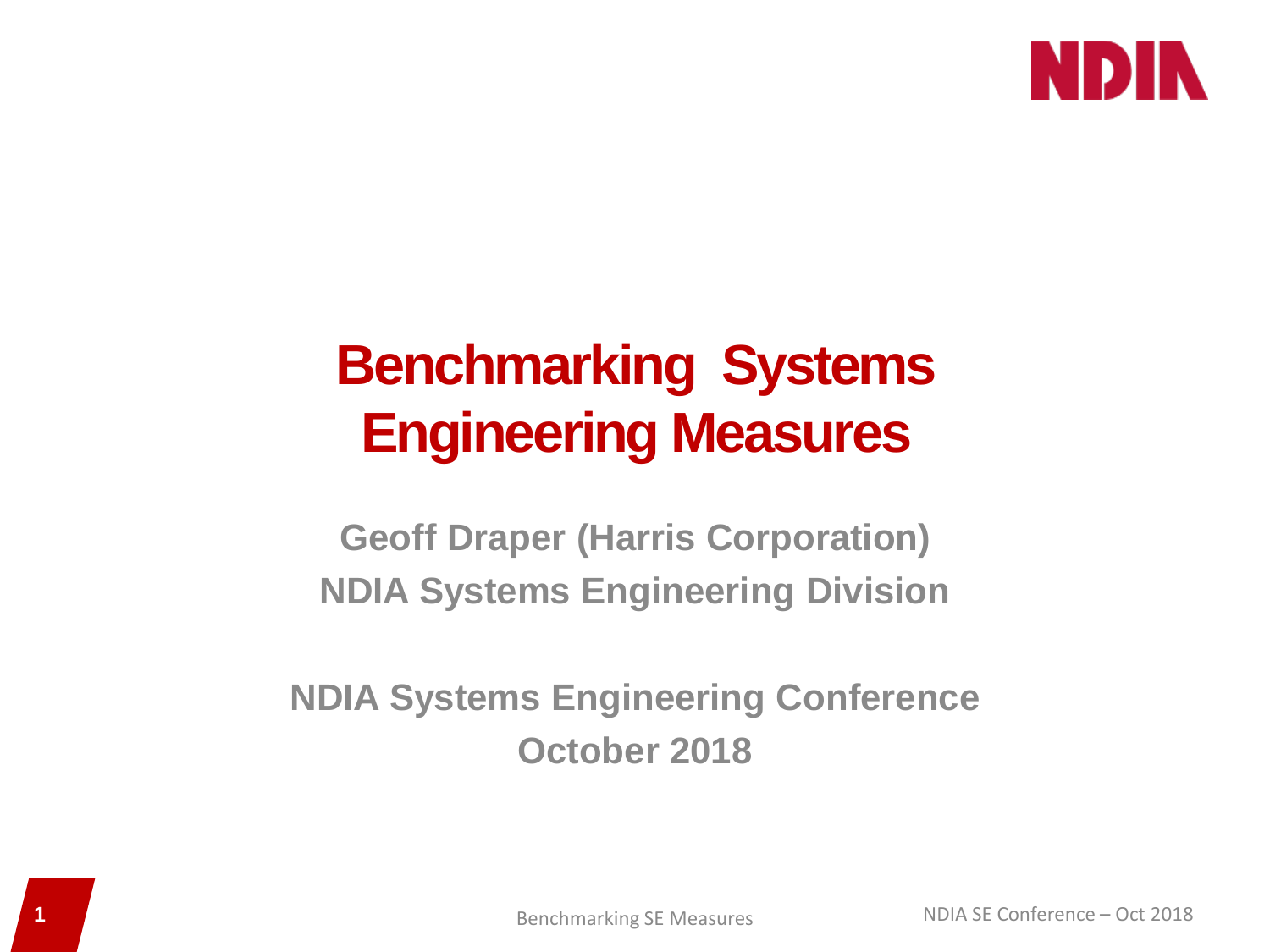# Benchmarking Systems Engineering Measures

**Geoff Draper (Harris Corporation)**
**NDIA Systems Engineering Division**

**NDIA Systems Engineering Conference**
**October 2018**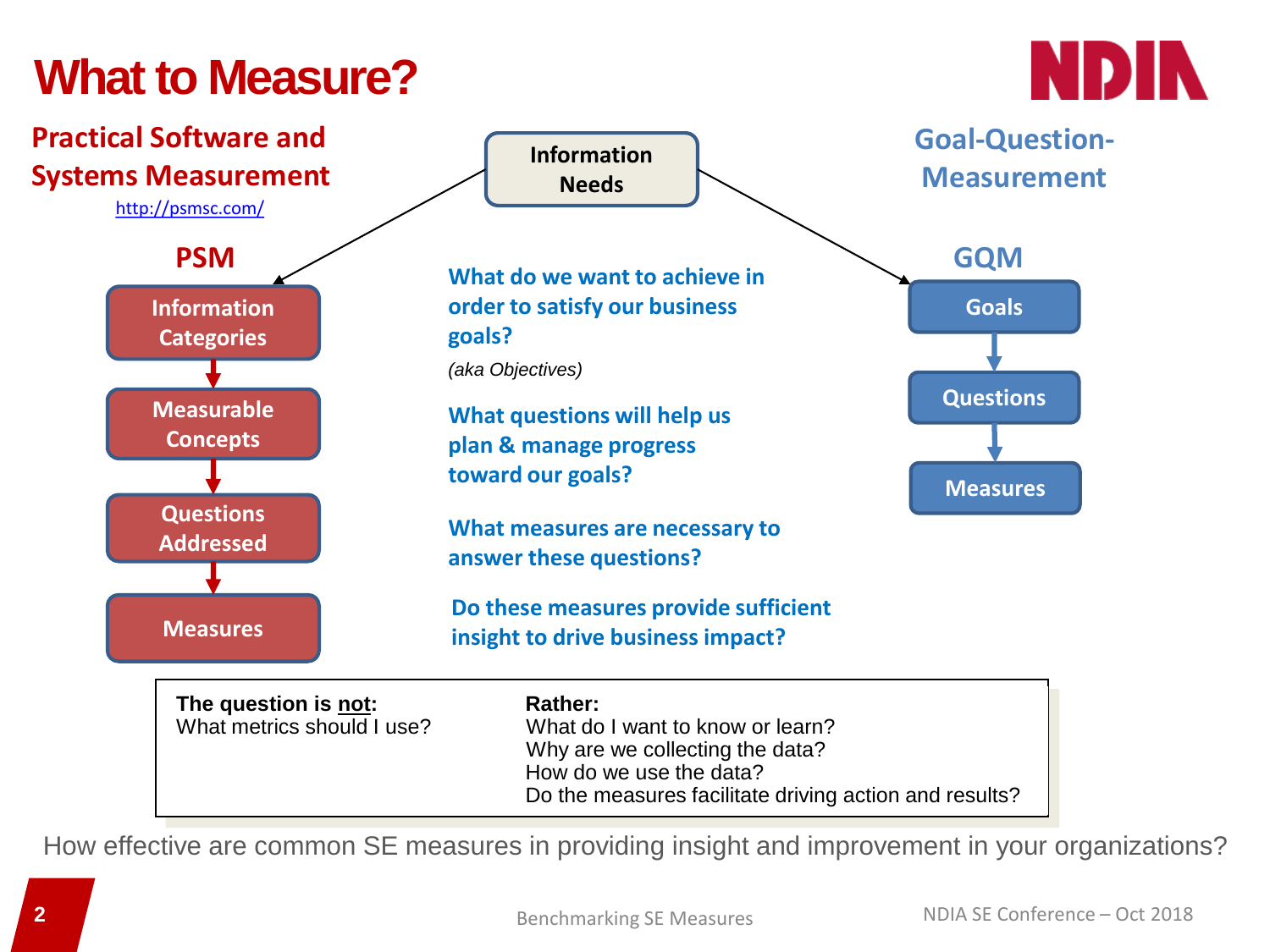# What to Measure?

## Practical Software and Systems Measurement

http://psmsc.com/

**Information Needs**

### PSM

- Information Categories
- Measurable Concepts
- Questions Addressed
- Measures

**What do we want to achieve in order to satisfy our business goals?**

*(aka Objectives)*

**What questions will help us plan & manage progress toward our goals?**

**What measures are necessary to answer these questions?**

**Do these measures provide sufficient insight to drive business impact?**

## Goal-Question-Measurement

### GQM

- Goals
- Questions
- Measures

| **The question is <u>not</u>:** | **Rather:** |
|---|---|
| What metrics should I use? | What do I want to know or learn?<br>Why are we collecting the data?<br>How do we use the data?<br>Do the measures facilitate driving action and results? |

How effective are common SE measures in providing insight and improvement in your organizations?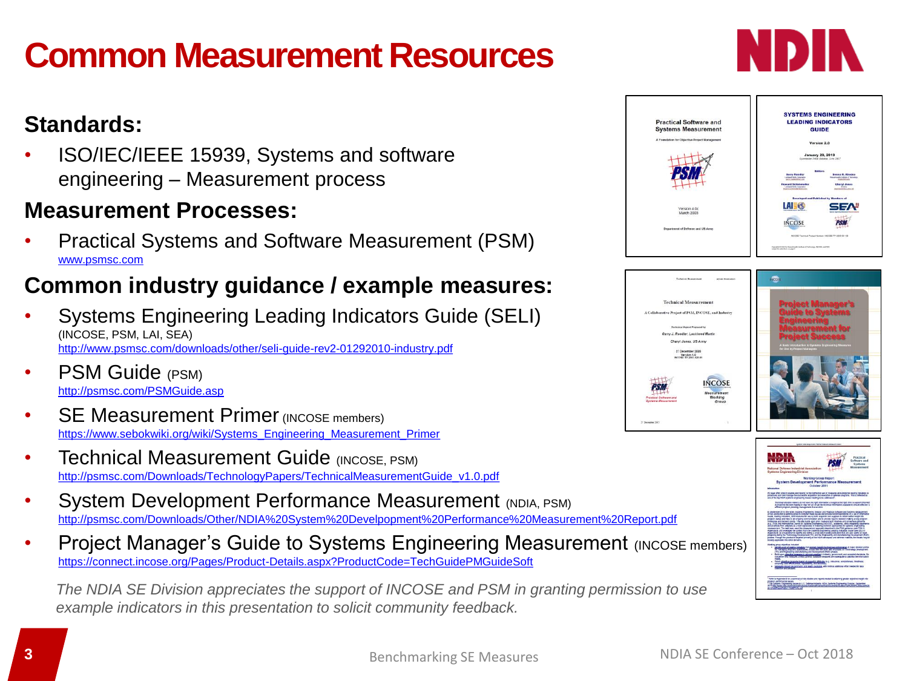# Common Measurement Resources

## Standards:

- ISO/IEC/IEEE 15939, Systems and software engineering – Measurement process

## Measurement Processes:

- Practical Systems and Software Measurement (PSM)
  www.psmsc.com

## Common industry guidance / example measures:

- Systems Engineering Leading Indicators Guide (SELI) (INCOSE, PSM, LAI, SEA)
  http://www.psmsc.com/downloads/other/seli-guide-rev2-01292010-industry.pdf
- PSM Guide (PSM)
  http://psmsc.com/PSMGuide.asp
- SE Measurement Primer (INCOSE members)
  https://www.sebokwiki.org/wiki/Systems_Engineering_Measurement_Primer
- Technical Measurement Guide (INCOSE, PSM)
  http://psmsc.com/Downloads/TechnologyPapers/TechnicalMeasurementGuide_v1.0.pdf
- System Development Performance Measurement (NDIA, PSM)
  http://psmsc.com/Downloads/Other/NDIA%20System%20Develpopment%20Performance%20Measurement%20Report.pdf
- Project Manager's Guide to Systems Engineering Measurement (INCOSE members)
  https://connect.incose.org/Pages/Product-Details.aspx?ProductCode=TechGuidePMGuideSoft

*The NDIA SE Division appreciates the support of INCOSE and PSM in granting permission to use example indicators in this presentation to solicit community feedback.*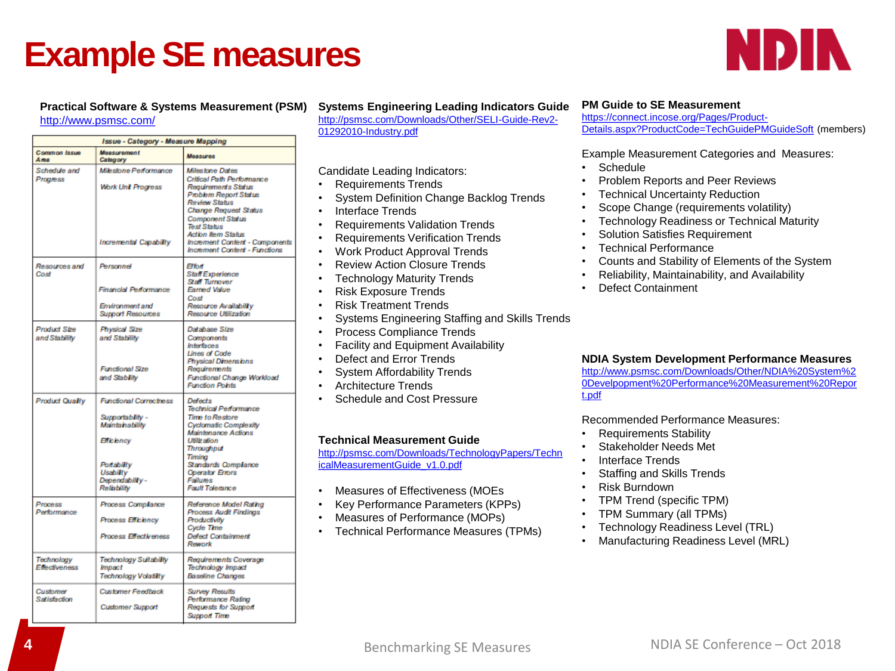# Example SE measures

### Practical Software & Systems Measurement (PSM)

http://www.psmsc.com/

| Issue - Category - Measure Mapping | | |
|---|---|---|
| Common Issue Area | Measurement Category | Measures |
| Schedule and Progress | Milestone Performance | Milestone Dates<br>Critical Path Performance |
| | Work Unit Progress | Requirements Status<br>Problem Report Status<br>Review Status<br>Change Request Status<br>Component Status<br>Test Status<br>Action Item Status |
| | Incremental Capability | Increment Content - Components<br>Increment Content - Functions |
| Resources and Cost | Personnel | Effort<br>Staff Experience<br>Staff Turnover |
| | Financial Performance | Earned Value<br>Cost |
| | Environment and Support Resources | Resource Availability<br>Resource Utilization |
| Product Size and Stability | Physical Size and Stability | Database Size<br>Components<br>Interfaces<br>Lines of Code<br>Physical Dimensions |
| | Functional Size and Stability | Requirements<br>Functional Change Workload<br>Function Points |
| Product Quality | Functional Correctness | Defects<br>Technical Performance |
| | Supportability - Maintainability | Time to Restore<br>Cyclomatic Complexity<br>Maintenance Actions |
| | Efficiency | Utilization<br>Throughput<br>Timing |
| | Portability<br>Usability<br>Dependability - Reliability | Standards Compliance<br>Operator Errors<br>Failures<br>Fault Tolerance |
| Process Performance | Process Compliance | Reference Model Rating<br>Process Audit Findings |
| | Process Efficiency | Productivity<br>Cycle Time |
| | Process Effectiveness | Defect Containment<br>Rework |
| Technology Effectiveness | Technology Suitability<br>Impact<br>Technology Volatility | Requirements Coverage<br>Technology Impact<br>Baseline Changes |
| Customer Satisfaction | Customer Feedback | Survey Results<br>Performance Rating |
| | Customer Support | Requests for Support<br>Support Time |

### Systems Engineering Leading Indicators Guide

http://psmsc.com/Downloads/Other/SELI-Guide-Rev2-01292010-Industry.pdf

Candidate Leading Indicators:

- Requirements Trends
- System Definition Change Backlog Trends
- Interface Trends
- Requirements Validation Trends
- Requirements Verification Trends
- Work Product Approval Trends
- Review Action Closure Trends
- Technology Maturity Trends
- Risk Exposure Trends
- Risk Treatment Trends
- Systems Engineering Staffing and Skills Trends
- Process Compliance Trends
- Facility and Equipment Availability
- Defect and Error Trends
- System Affordability Trends
- Architecture Trends
- Schedule and Cost Pressure

### Technical Measurement Guide

http://psmsc.com/Downloads/TechnologyPapers/TechnicalMeasurementGuide_v1.0.pdf

- Measures of Effectiveness (MOEs
- Key Performance Parameters (KPPs)
- Measures of Performance (MOPs)
- Technical Performance Measures (TPMs)

### PM Guide to SE Measurement

https://connect.incose.org/Pages/Product-Details.aspx?ProductCode=TechGuidePMGuideSoft (members)

Example Measurement Categories and Measures:

- Schedule
- Problem Reports and Peer Reviews
- Technical Uncertainty Reduction
- Scope Change (requirements volatility)
- Technology Readiness or Technical Maturity
- Solution Satisfies Requirement
- Technical Performance
- Counts and Stability of Elements of the System
- Reliability, Maintainability, and Availability
- Defect Containment

### NDIA System Development Performance Measures

http://www.psmsc.com/Downloads/Other/NDIA%20System%20Develpopment%20Performance%20Measurement%20Report.pdf

Recommended Performance Measures:

- Requirements Stability
- Stakeholder Needs Met
- Interface Trends
- Staffing and Skills Trends
- Risk Burndown
- TPM Trend (specific TPM)
- TPM Summary (all TPMs)
- Technology Readiness Level (TRL)
- Manufacturing Readiness Level (MRL)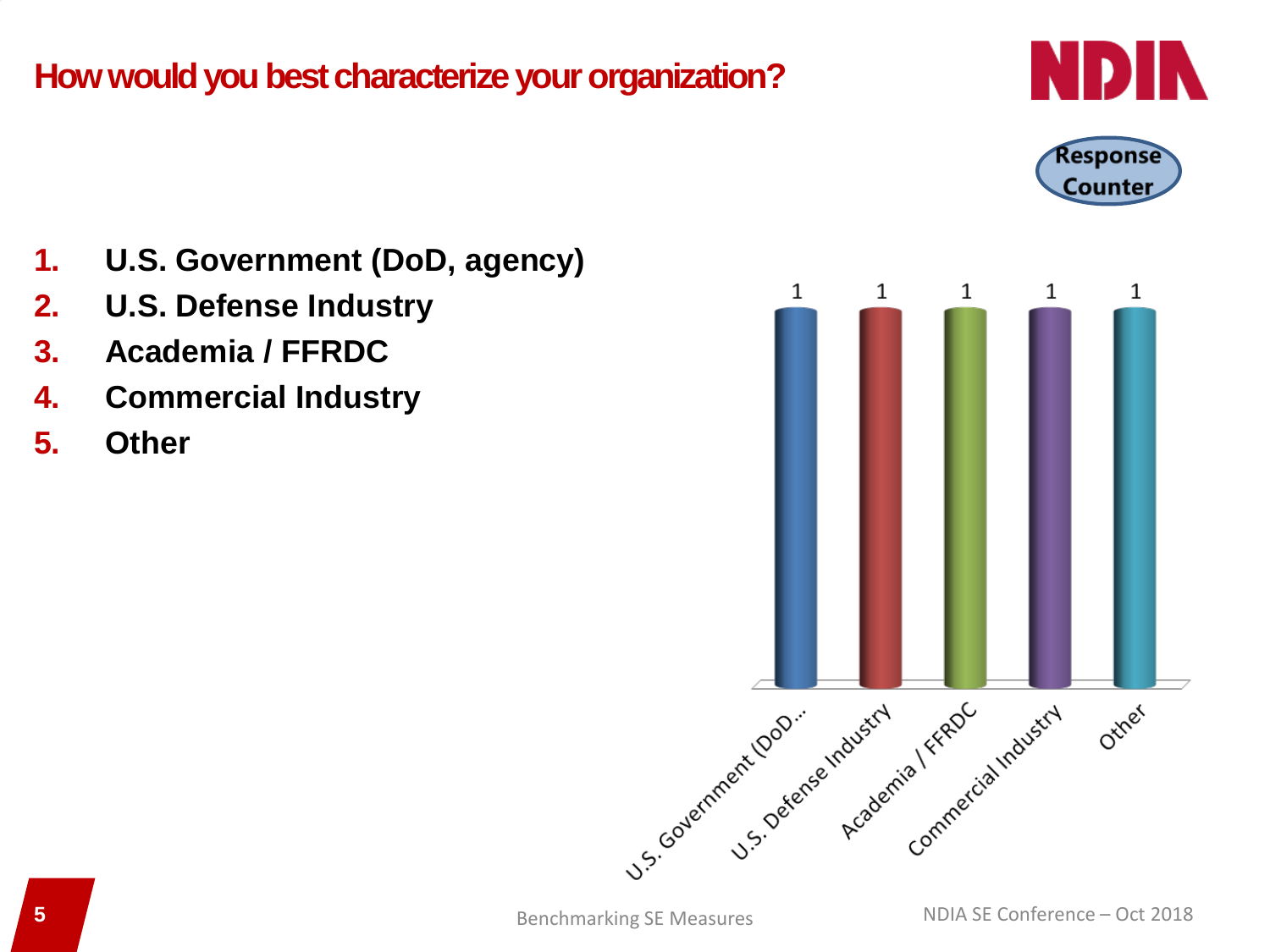# How would you best characterize your organization?

Response Counter

1. **U.S. Government (DoD, agency)**
2. **U.S. Defense Industry**
3. **Academia / FFRDC**
4. **Commercial Industry**
5. **Other**

| U.S. Government (DoD… | U.S. Defense Industry | Academia / FFRDC | Commercial Industry | Other |
|---|---|---|---|---|
| 1 | 1 | 1 | 1 | 1 |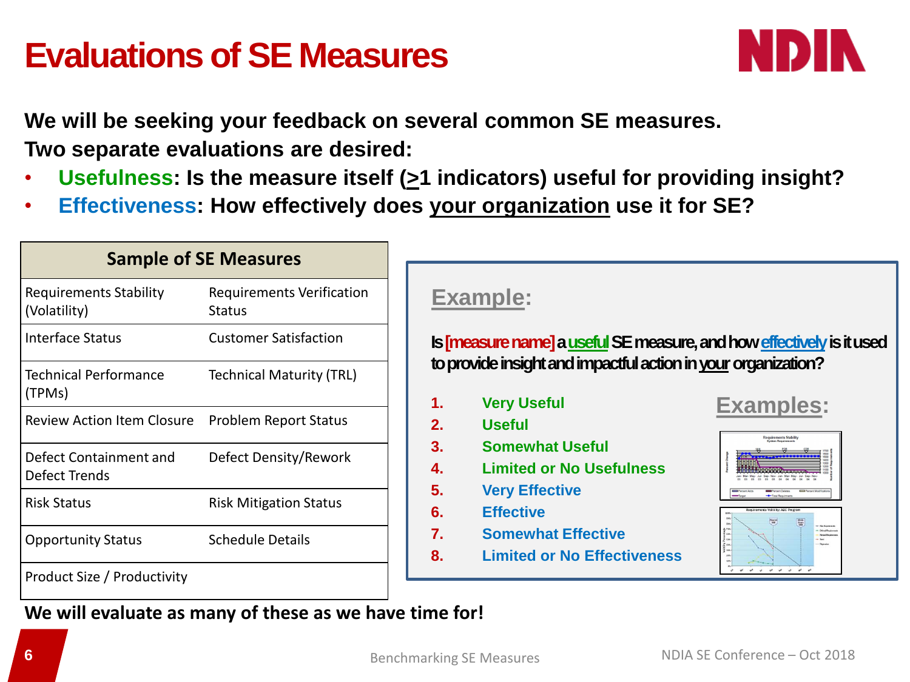# Evaluations of SE Measures

**We will be seeking your feedback on several common SE measures.**
**Two separate evaluations are desired:**

- **Usefulness: Is the measure itself (≥1 indicators) useful for providing insight?**
- **Effectiveness: How effectively does your organization use it for SE?**

| Sample of SE Measures | |
|---|---|
| Requirements Stability (Volatility) | Requirements Verification Status |
| Interface Status | Customer Satisfaction |
| Technical Performance (TPMs) | Technical Maturity (TRL) |
| Review Action Item Closure | Problem Report Status |
| Defect Containment and Defect Trends | Defect Density/Rework |
| Risk Status | Risk Mitigation Status |
| Opportunity Status | Schedule Details |
| Product Size / Productivity | |

**We will evaluate as many of these as we have time for!**

## Example:

**Is [measure name] a useful SE measure, and how effectively is it used to provide insight and impactful action in your organization?**

1. Very Useful
2. Useful
3. Somewhat Useful
4. Limited or No Usefulness
5. Very Effective
6. Effective
7. Somewhat Effective
8. Limited or No Effectiveness

## Examples: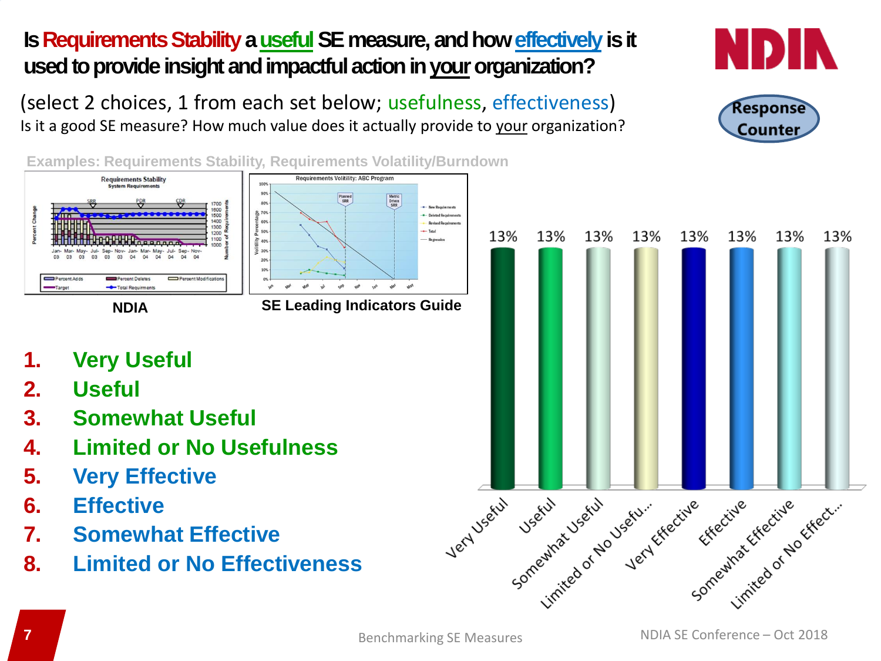# Is Requirements Stability a useful SE measure, and how effectively is it used to provide insight and impactful action in your organization?

(select 2 choices, 1 from each set below; usefulness, effectiveness)

Is it a good SE measure? How much value does it actually provide to your organization?

Response Counter

**Examples: Requirements Stability, Requirements Volatility/Burndown**

NDIA

SE Leading Indicators Guide

1. Very Useful
2. Useful
3. Somewhat Useful
4. Limited or No Usefulness
5. Very Effective
6. Effective
7. Somewhat Effective
8. Limited or No Effectiveness

| Response | Percentage |
| --- | --- |
| Very Useful | 13% |
| Useful | 13% |
| Somewhat Useful | 13% |
| Limited or No Usefu... | 13% |
| Very Effective | 13% |
| Effective | 13% |
| Somewhat Effective | 13% |
| Limited or No Effect... | 13% |

Benchmarking SE Measures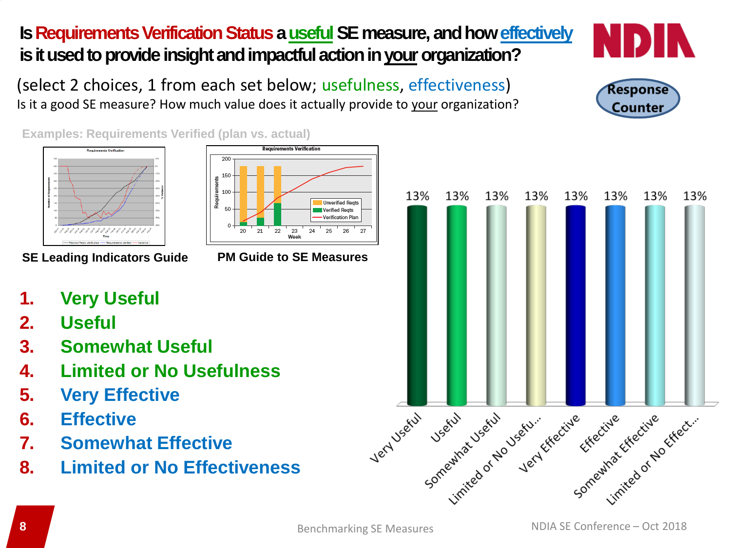# Is Requirements Verification Status a useful SE measure, and how effectively is it used to provide insight and impactful action in your organization?

(select 2 choices, 1 from each set below; usefulness, effectiveness)

Is it a good SE measure? How much value does it actually provide to your organization?

Response Counter

Examples: Requirements Verified (plan vs. actual)

SE Leading Indicators Guide

PM Guide to SE Measures

1. Very Useful
2. Useful
3. Somewhat Useful
4. Limited or No Usefulness
5. Very Effective
6. Effective
7. Somewhat Effective
8. Limited or No Effectiveness

| Very Useful | Useful | Somewhat Useful | Limited or No Usefu... | Very Effective | Effective | Somewhat Effective | Limited or No Effect... |
|---|---|---|---|---|---|---|---|
| 13% | 13% | 13% | 13% | 13% | 13% | 13% | 13% |

Benchmarking SE Measures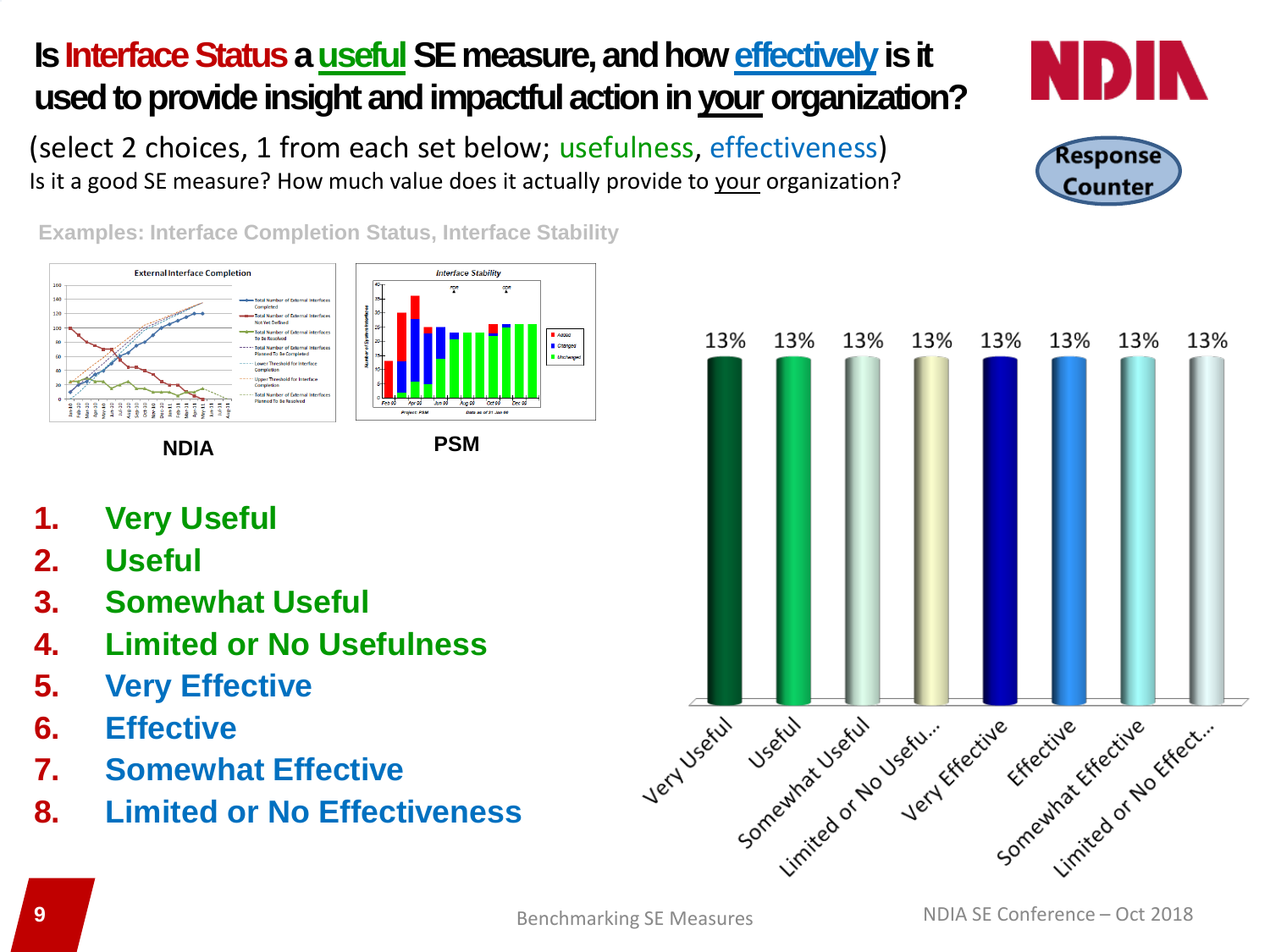# Is Interface Status a useful SE measure, and how effectively is it used to provide insight and impactful action in your organization?

(select 2 choices, 1 from each set below; usefulness, effectiveness)

Is it a good SE measure? How much value does it actually provide to your organization?

Response Counter

Examples: Interface Completion Status, Interface Stability

NDIA

PSM

1. Very Useful
2. Useful
3. Somewhat Useful
4. Limited or No Usefulness
5. Very Effective
6. Effective
7. Somewhat Effective
8. Limited or No Effectiveness

| Choice | Response |
|---|---|
| Very Useful | 13% |
| Useful | 13% |
| Somewhat Useful | 13% |
| Limited or No Usefu... | 13% |
| Very Effective | 13% |
| Effective | 13% |
| Somewhat Effective | 13% |
| Limited or No Effect... | 13% |

Benchmarking SE Measures

NDIA SE Conference – Oct 2018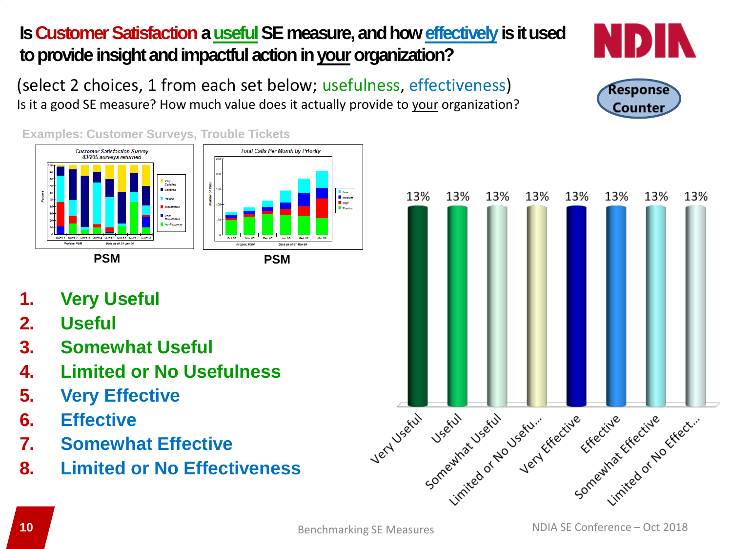# Is Customer Satisfaction a useful SE measure, and how effectively is it used to provide insight and impactful action in your organization?

(select 2 choices, 1 from each set below; usefulness, effectiveness)

Is it a good SE measure? How much value does it actually provide to your organization?

Response Counter

Examples: Customer Surveys, Trouble Tickets

PSM

PSM

1. Very Useful
2. Useful
3. Somewhat Useful
4. Limited or No Usefulness
5. Very Effective
6. Effective
7. Somewhat Effective
8. Limited or No Effectiveness

| Response | Percent |
|---|---|
| Very Useful | 13% |
| Useful | 13% |
| Somewhat Useful | 13% |
| Limited or No Usefu... | 13% |
| Very Effective | 13% |
| Effective | 13% |
| Somewhat Effective | 13% |
| Limited or No Effect... | 13% |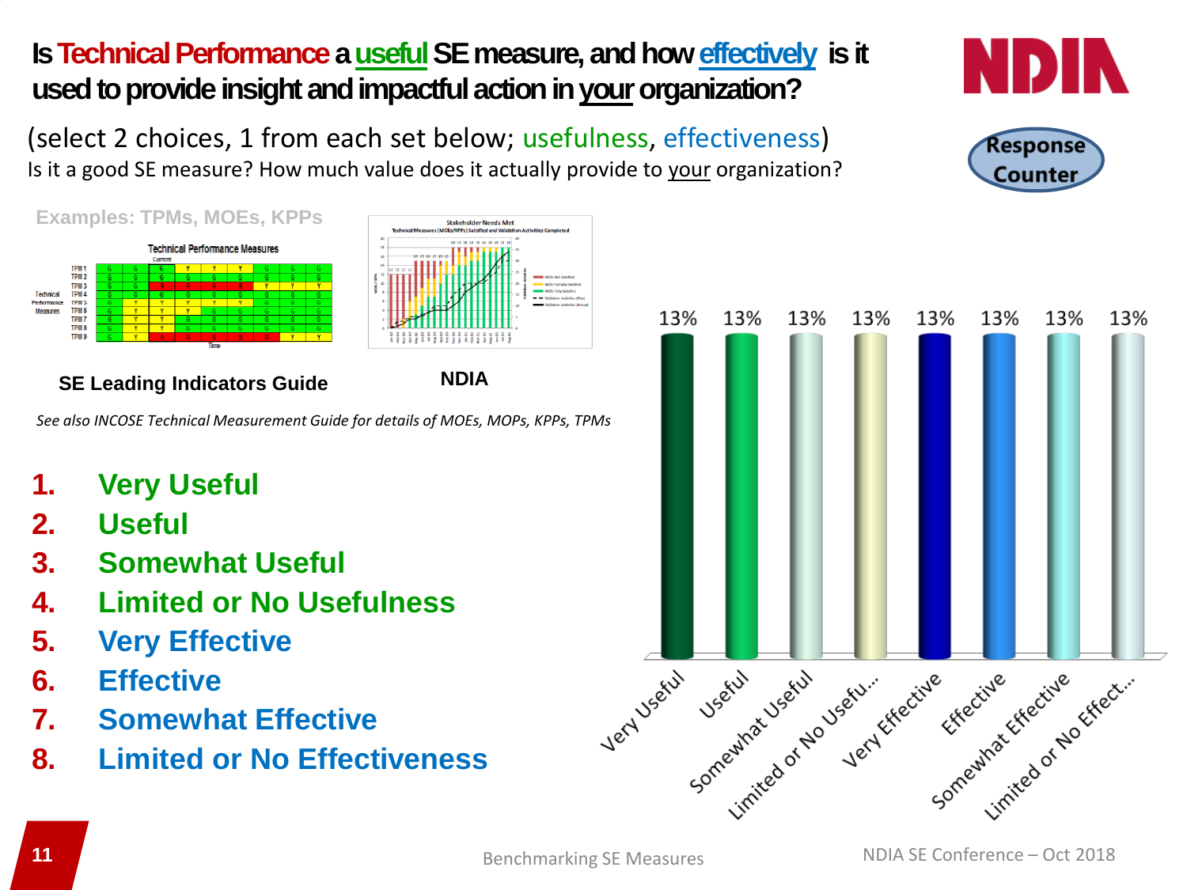# Is Technical Performance a useful SE measure, and how effectively is it used to provide insight and impactful action in your organization?

(select 2 choices, 1 from each set below; usefulness, effectiveness)

Is it a good SE measure? How much value does it actually provide to your organization?

Response Counter

Examples: TPMs, MOEs, KPPs

SE Leading Indicators Guide

NDIA

*See also INCOSE Technical Measurement Guide for details of MOEs, MOPs, KPPs, TPMs*

1. **Very Useful**
2. **Useful**
3. **Somewhat Useful**
4. **Limited or No Usefulness**
5. **Very Effective**
6. **Effective**
7. **Somewhat Effective**
8. **Limited or No Effectiveness**

| Response | % |
|---|---|
| Very Useful | 13% |
| Useful | 13% |
| Somewhat Useful | 13% |
| Limited or No Usefu... | 13% |
| Very Effective | 13% |
| Effective | 13% |
| Somewhat Effective | 13% |
| Limited or No Effect... | 13% |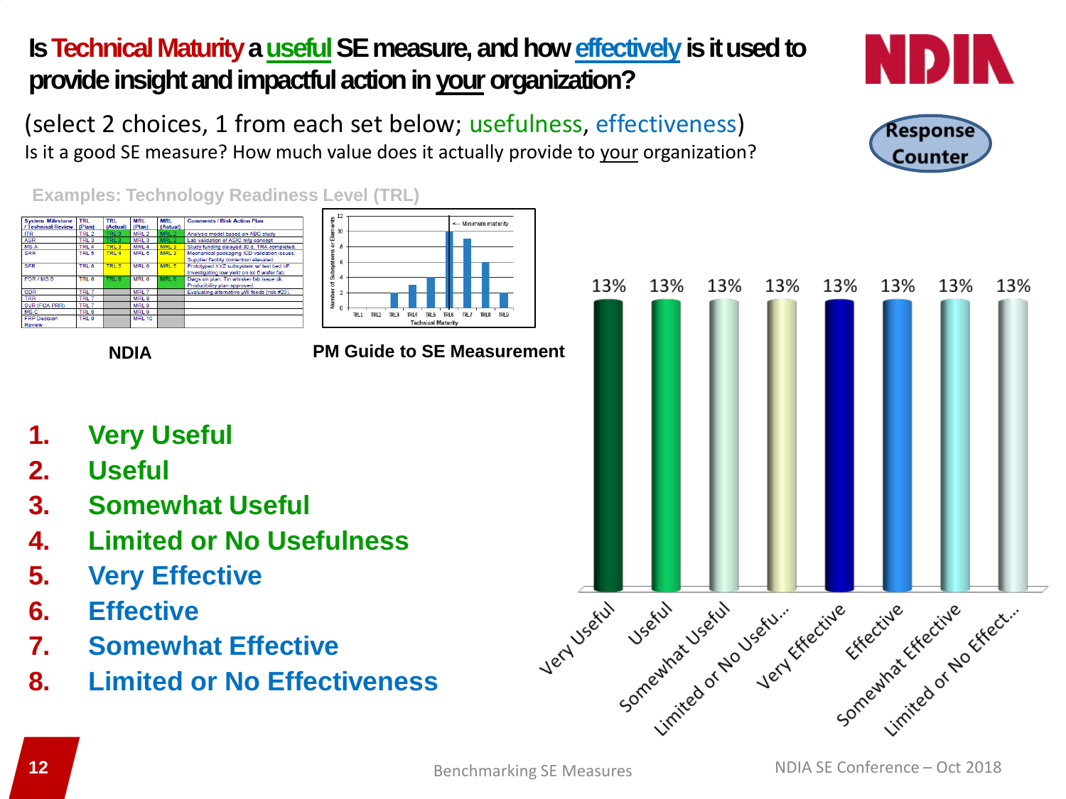# Is Technical Maturity a useful SE measure, and how effectively is it used to provide insight and impactful action in your organization?

(select 2 choices, 1 from each set below; usefulness, effectiveness)

Is it a good SE measure? How much value does it actually provide to your organization?

Response Counter

**Examples: Technology Readiness Level (TRL)**

| System Milestone / Technical Review | TRL (Plan) | TRL (Actual) | MRL (Plan) | MRL (Actual) | Comments / Risk Action Plan |
|---|---|---|---|---|---|
| ITR | TRL 2 | TRL 3 | MRL 2 | MRL 2 | Analysis model based on ABC study |
| ASR | TRL 3 | TRL 3 | MRL 3 | MRL 3 | Lab validation of ASIC mfg concept |
| MS A | TRL 4 | TRL 3 | MRL 4 | MRL 3 | Study funding delayed 30 d. TRA completed. |
| SRR | TRL 5 | TRL 4 | MRL 5 | MRL 3 | Mechanical packaging ICD validation issues. Supplier facility contention elevated. |
| SFR | TRL 6 | TRL 5 | MRL 6 | MRL 5 | Prototyped XYZ subsystem w/ test bed I/F. Investigating low yield on lot 6 wafer fab. |
| PDR / MS B | TRL 6 | TRL 6 | MRL 6 | MRL 6 | Dwgs on plan. Tin whisker fab issue ok. Producibility plan approved. |
| CDR | TRL 7 | | MRL 7 | | Evaluating alternative pW feeds (risk #23). |
| TRR | TRL 7 | | MRL 8 | | |
| SVR (FCA PRR) | TRL 7 | | MRL 8 | | |
| MS C | TRL 8 | | MRL 9 | | |
| FRP Decision Review | TRL 9 | | MRL 10 | | |

NDIA

PM Guide to SE Measurement

1. Very Useful
2. Useful
3. Somewhat Useful
4. Limited or No Usefulness
5. Very Effective
6. Effective
7. Somewhat Effective
8. Limited or No Effectiveness

| Response | Percent |
|---|---|
| Very Useful | 13% |
| Useful | 13% |
| Somewhat Useful | 13% |
| Limited or No Usefu... | 13% |
| Very Effective | 13% |
| Effective | 13% |
| Somewhat Effective | 13% |
| Limited or No Effect... | 13% |

Benchmarking SE Measures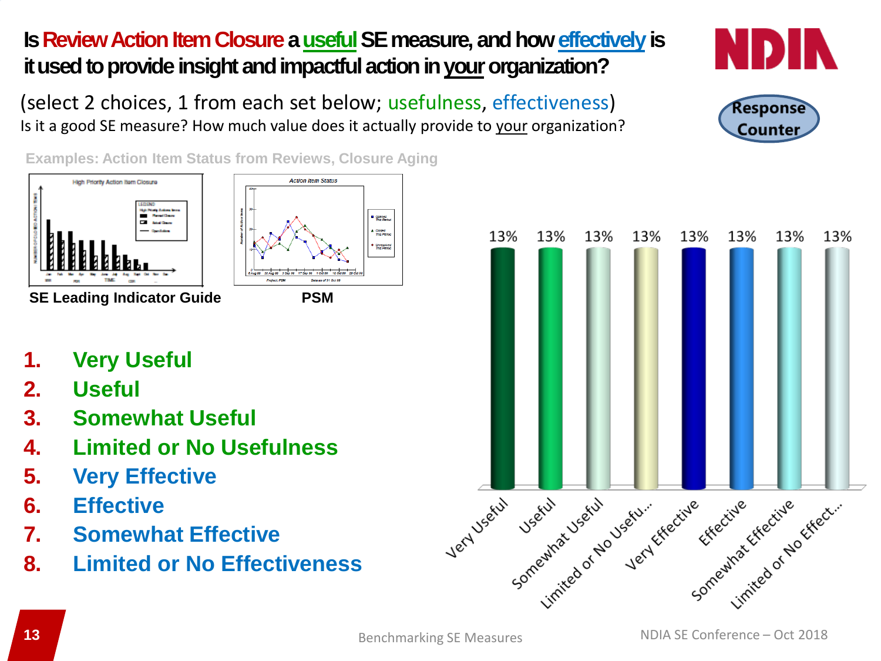# Is Review Action Item Closure a useful SE measure, and how effectively is it used to provide insight and impactful action in your organization?

(select 2 choices, 1 from each set below; usefulness, effectiveness)

Is it a good SE measure? How much value does it actually provide to your organization?

Response Counter

Examples: Action Item Status from Reviews, Closure Aging

SE Leading Indicator Guide

PSM

1. Very Useful
2. Useful
3. Somewhat Useful
4. Limited or No Usefulness
5. Very Effective
6. Effective
7. Somewhat Effective
8. Limited or No Effectiveness

| Response | Percent |
|---|---|
| Very Useful | 13% |
| Useful | 13% |
| Somewhat Useful | 13% |
| Limited or No Usefu... | 13% |
| Very Effective | 13% |
| Effective | 13% |
| Somewhat Effective | 13% |
| Limited or No Effect... | 13% |

Benchmarking SE Measures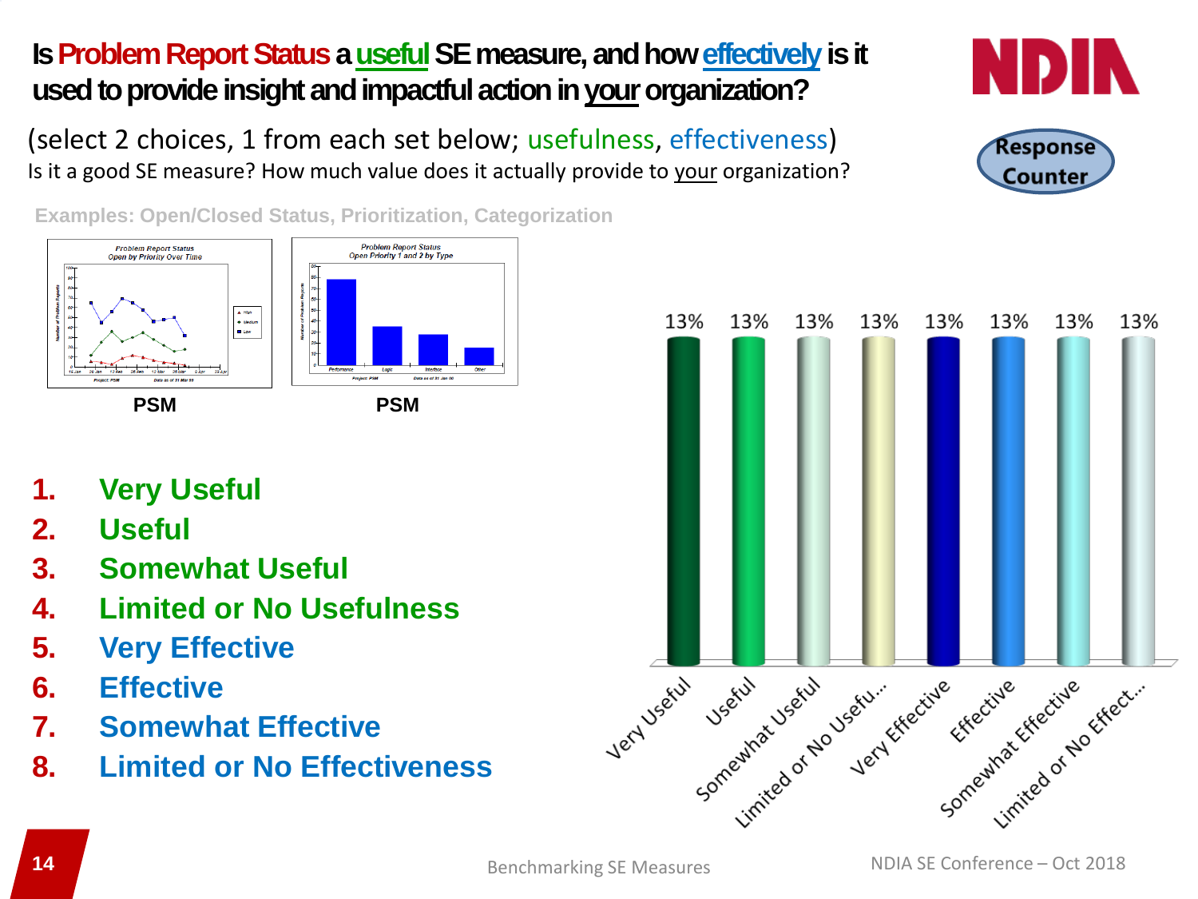# Is Problem Report Status a useful SE measure, and how effectively is it used to provide insight and impactful action in your organization?

(select 2 choices, 1 from each set below; usefulness, effectiveness)

Is it a good SE measure? How much value does it actually provide to your organization?

Response Counter

Examples: Open/Closed Status, Prioritization, Categorization

PSM PSM

1. **Very Useful**
2. **Useful**
3. **Somewhat Useful**
4. **Limited or No Usefulness**
5. **Very Effective**
6. **Effective**
7. **Somewhat Effective**
8. **Limited or No Effectiveness**

| Very Useful | Useful | Somewhat Useful | Limited or No Usefu... | Very Effective | Effective | Somewhat Effective | Limited or No Effect... |
|---|---|---|---|---|---|---|---|
| 13% | 13% | 13% | 13% | 13% | 13% | 13% | 13% |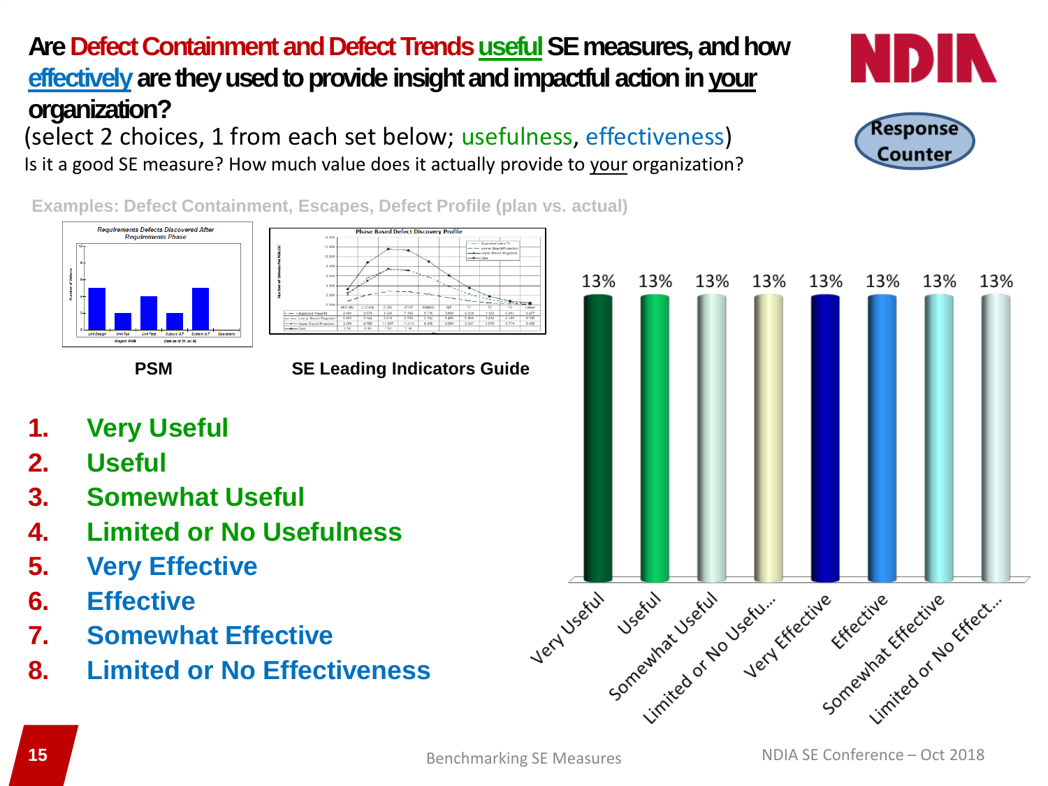# Are Defect Containment and Defect Trends useful SE measures, and how effectively are they used to provide insight and impactful action in your organization?

(select 2 choices, 1 from each set below; usefulness, effectiveness)

Is it a good SE measure? How much value does it actually provide to your organization?

Response Counter

Examples: Defect Containment, Escapes, Defect Profile (plan vs. actual)

PSM

SE Leading Indicators Guide

1. Very Useful
2. Useful
3. Somewhat Useful
4. Limited or No Usefulness
5. Very Effective
6. Effective
7. Somewhat Effective
8. Limited or No Effectiveness

| Response | Percentage |
| --- | --- |
| Very Useful | 13% |
| Useful | 13% |
| Somewhat Useful | 13% |
| Limited or No Usefu... | 13% |
| Very Effective | 13% |
| Effective | 13% |
| Somewhat Effective | 13% |
| Limited or No Effect... | 13% |

Benchmarking SE Measures

NDIA SE Conference – Oct 2018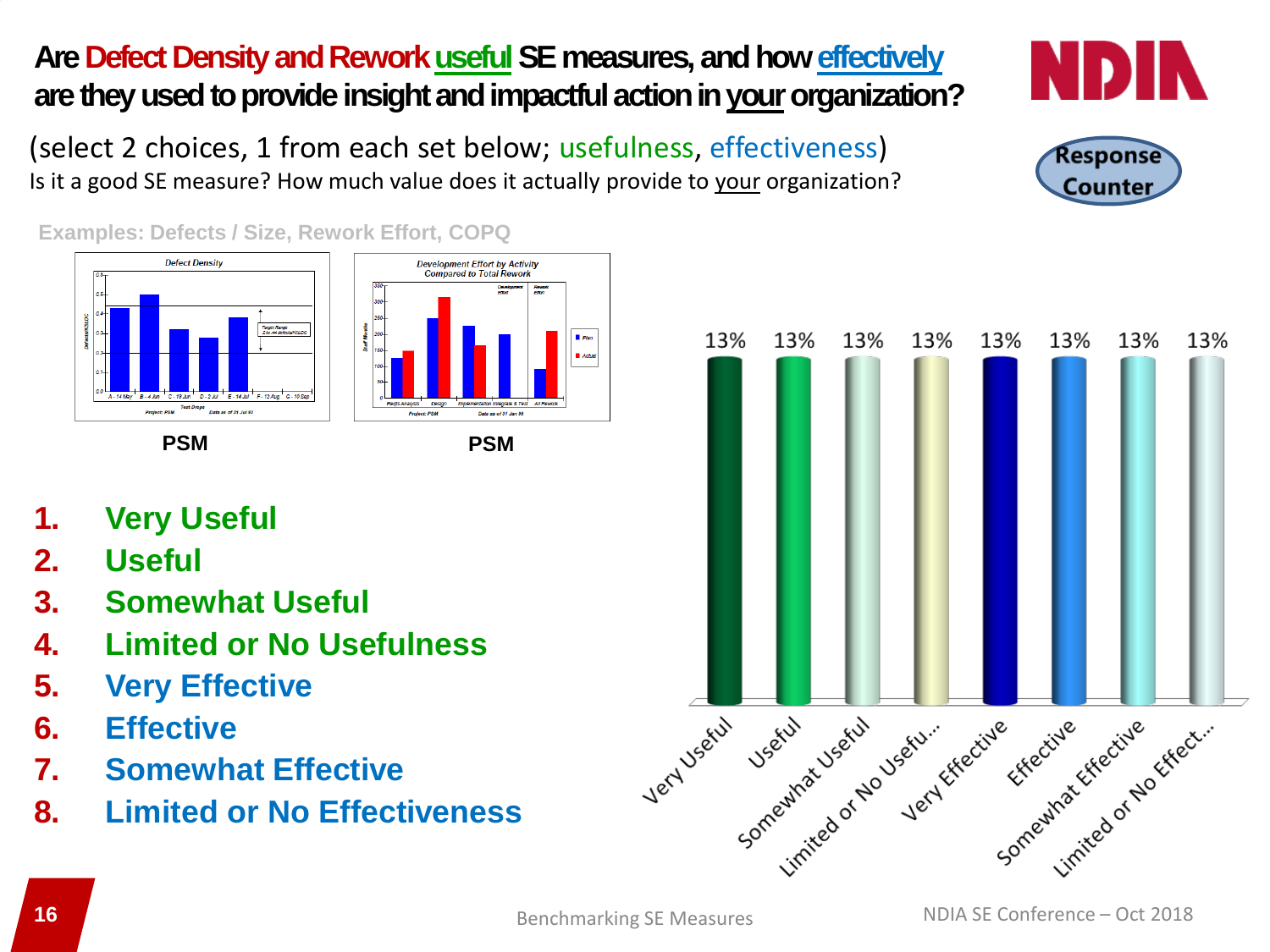# Are Defect Density and Rework useful SE measures, and how effectively are they used to provide insight and impactful action in your organization?

(select 2 choices, 1 from each set below; usefulness, effectiveness)

Is it a good SE measure? How much value does it actually provide to your organization?

Response Counter

Examples: Defects / Size, Rework Effort, COPQ

PSM

PSM

1. **Very Useful**
2. **Useful**
3. **Somewhat Useful**
4. **Limited or No Usefulness**
5. **Very Effective**
6. **Effective**
7. **Somewhat Effective**
8. **Limited or No Effectiveness**

| Response | Percentage |
|---|---|
| Very Useful | 13% |
| Useful | 13% |
| Somewhat Useful | 13% |
| Limited or No Usefu... | 13% |
| Very Effective | 13% |
| Effective | 13% |
| Somewhat Effective | 13% |
| Limited or No Effect... | 13% |

Benchmarking SE Measures

NDIA SE Conference – Oct 2018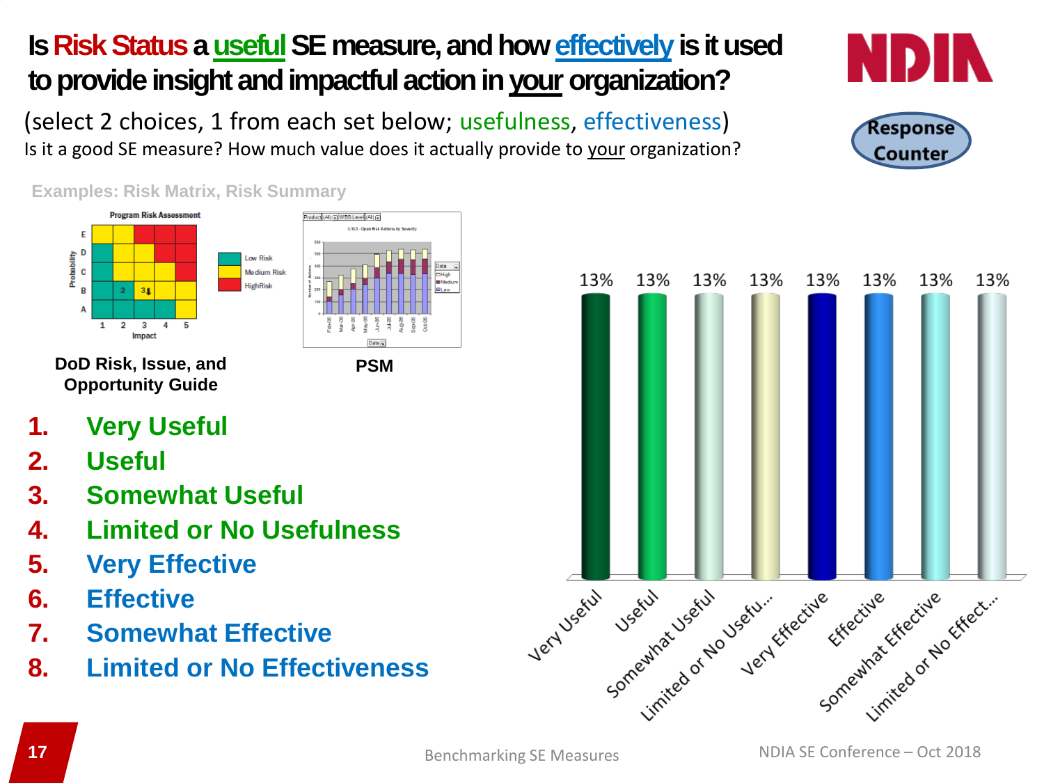# Is Risk Status a useful SE measure, and how effectively is it used to provide insight and impactful action in your organization?

(select 2 choices, 1 from each set below; usefulness, effectiveness)

Is it a good SE measure? How much value does it actually provide to your organization?

Response Counter

Examples: Risk Matrix, Risk Summary

**DoD Risk, Issue, and Opportunity Guide**

**PSM**

1. **Very Useful**
2. **Useful**
3. **Somewhat Useful**
4. **Limited or No Usefulness**
5. **Very Effective**
6. **Effective**
7. **Somewhat Effective**
8. **Limited or No Effectiveness**

| Response | Percent |
|---|---|
| Very Useful | 13% |
| Useful | 13% |
| Somewhat Useful | 13% |
| Limited or No Usefu... | 13% |
| Very Effective | 13% |
| Effective | 13% |
| Somewhat Effective | 13% |
| Limited or No Effect... | 13% |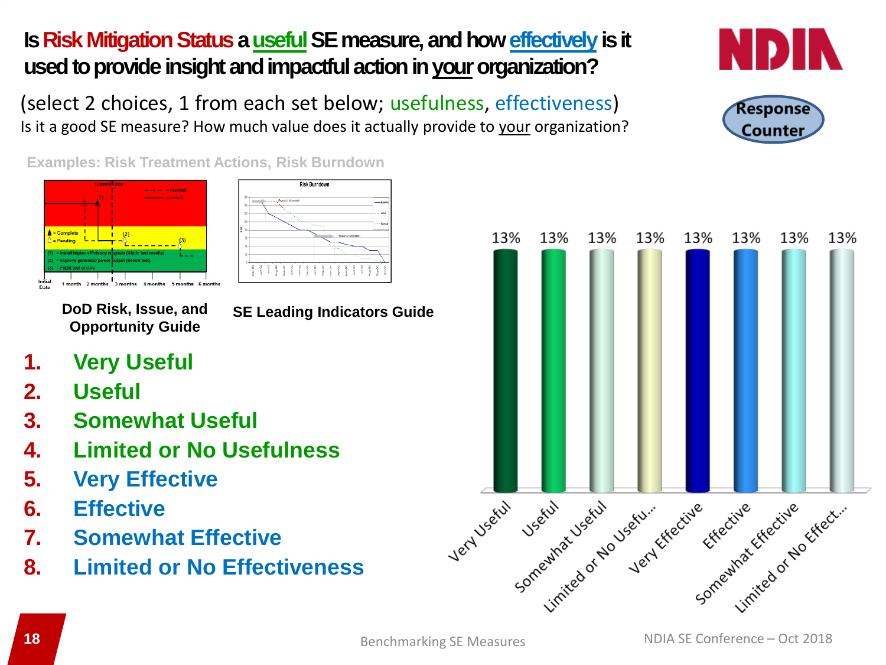# Is Risk Mitigation Status a useful SE measure, and how effectively is it used to provide insight and impactful action in your organization?

(select 2 choices, 1 from each set below; usefulness, effectiveness)

Is it a good SE measure? How much value does it actually provide to your organization?

Response Counter

Examples: Risk Treatment Actions, Risk Burndown

DoD Risk, Issue, and Opportunity Guide

SE Leading Indicators Guide

1. Very Useful
2. Useful
3. Somewhat Useful
4. Limited or No Usefulness
5. Very Effective
6. Effective
7. Somewhat Effective
8. Limited or No Effectiveness

| Response | Percentage |
| --- | --- |
| Very Useful | 13% |
| Useful | 13% |
| Somewhat Useful | 13% |
| Limited or No Usefu... | 13% |
| Very Effective | 13% |
| Effective | 13% |
| Somewhat Effective | 13% |
| Limited or No Effect... | 13% |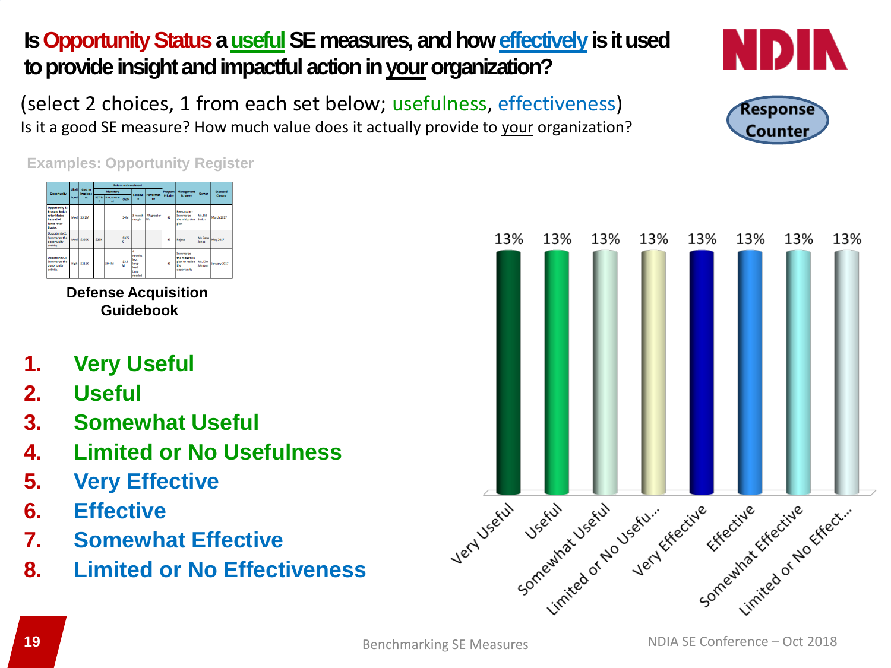# Is Opportunity Status a useful SE measures, and how effectively is it used to provide insight and impactful action in your organization?

(select 2 choices, 1 from each set below; usefulness, effectiveness)

Is it a good SE measure? How much value does it actually provide to your organization?

Response Counter

**Examples: Opportunity Register**

**Defense Acquisition Guidebook**

1. Very Useful
2. Useful
3. Somewhat Useful
4. Limited or No Usefulness
5. Very Effective
6. Effective
7. Somewhat Effective
8. Limited or No Effectiveness

| Response | Percentage |
|---|---|
| Very Useful | 13% |
| Useful | 13% |
| Somewhat Useful | 13% |
| Limited or No Usefu... | 13% |
| Very Effective | 13% |
| Effective | 13% |
| Somewhat Effective | 13% |
| Limited or No Effect... | 13% |

Benchmarking SE Measures

NDIA SE Conference – Oct 2018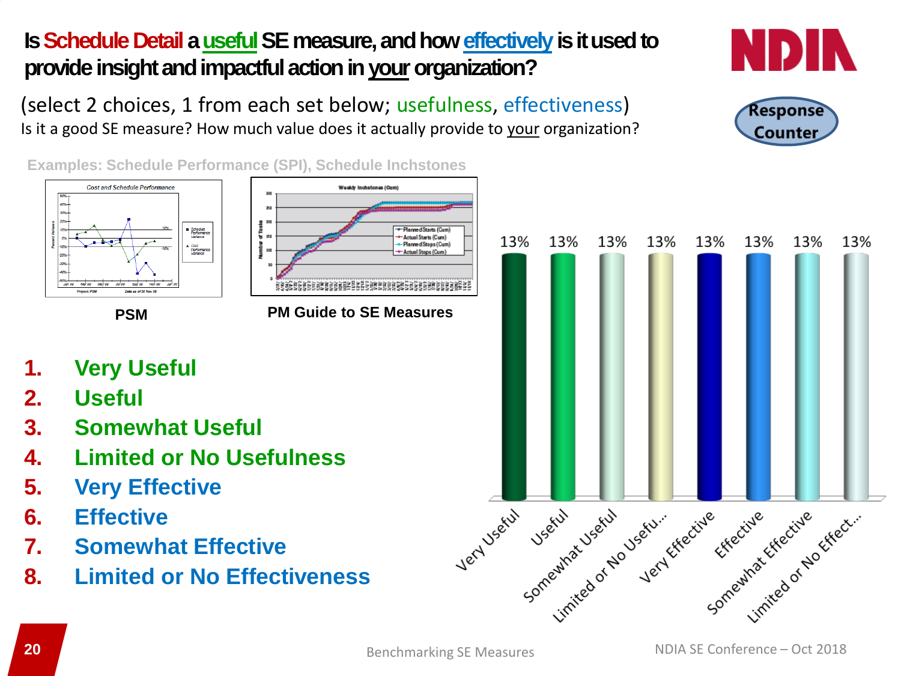# Is Schedule Detail a useful SE measure, and how effectively is it used to provide insight and impactful action in your organization?

(select 2 choices, 1 from each set below; usefulness, effectiveness)

Is it a good SE measure? How much value does it actually provide to your organization?

Response Counter

Examples: Schedule Performance (SPI), Schedule Inchstones

PSM

PM Guide to SE Measures

1. Very Useful
2. Useful
3. Somewhat Useful
4. Limited or No Usefulness
5. Very Effective
6. Effective
7. Somewhat Effective
8. Limited or No Effectiveness

| Response | Percentage |
|---|---|
| Very Useful | 13% |
| Useful | 13% |
| Somewhat Useful | 13% |
| Limited or No Usefu... | 13% |
| Very Effective | 13% |
| Effective | 13% |
| Somewhat Effective | 13% |
| Limited or No Effect... | 13% |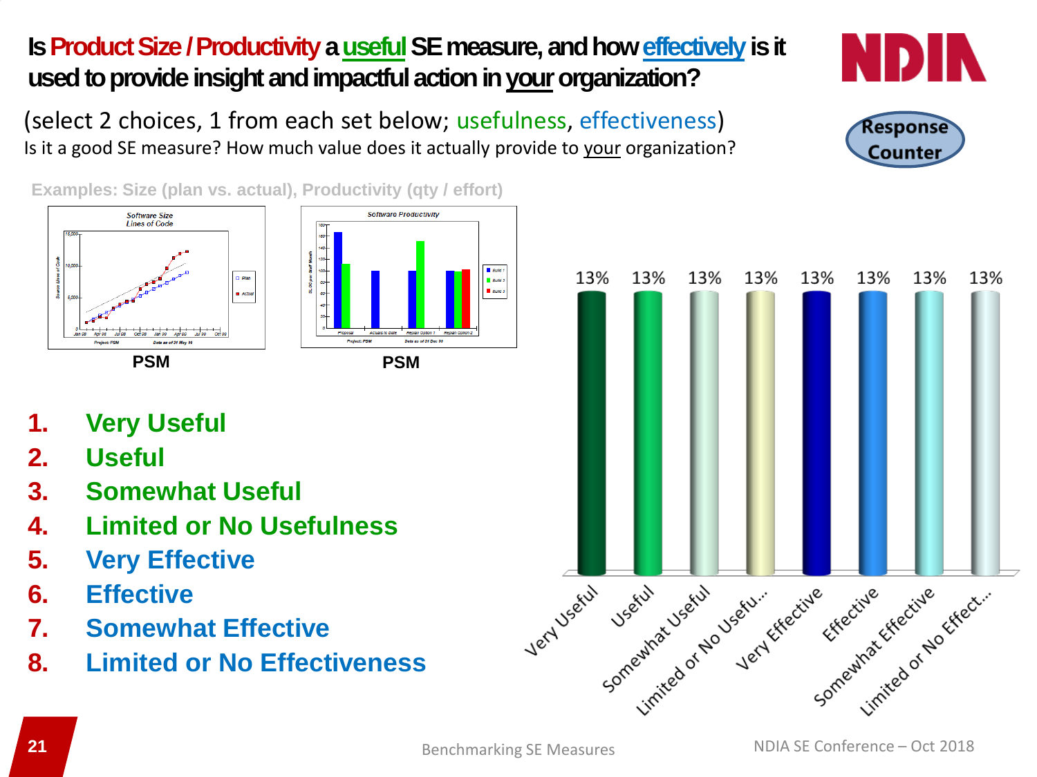# Is Product Size / Productivity a useful SE measure, and how effectively is it used to provide insight and impactful action in your organization?

(select 2 choices, 1 from each set below; usefulness, effectiveness)

Is it a good SE measure? How much value does it actually provide to your organization?

Examples: Size (plan vs. actual), Productivity (qty / effort)

PSM

PSM

1. Very Useful
2. Useful
3. Somewhat Useful
4. Limited or No Usefulness
5. Very Effective
6. Effective
7. Somewhat Effective
8. Limited or No Effectiveness

| Response | Percent |
|---|---|
| Very Useful | 13% |
| Useful | 13% |
| Somewhat Useful | 13% |
| Limited or No Usefu... | 13% |
| Very Effective | 13% |
| Effective | 13% |
| Somewhat Effective | 13% |
| Limited or No Effect... | 13% |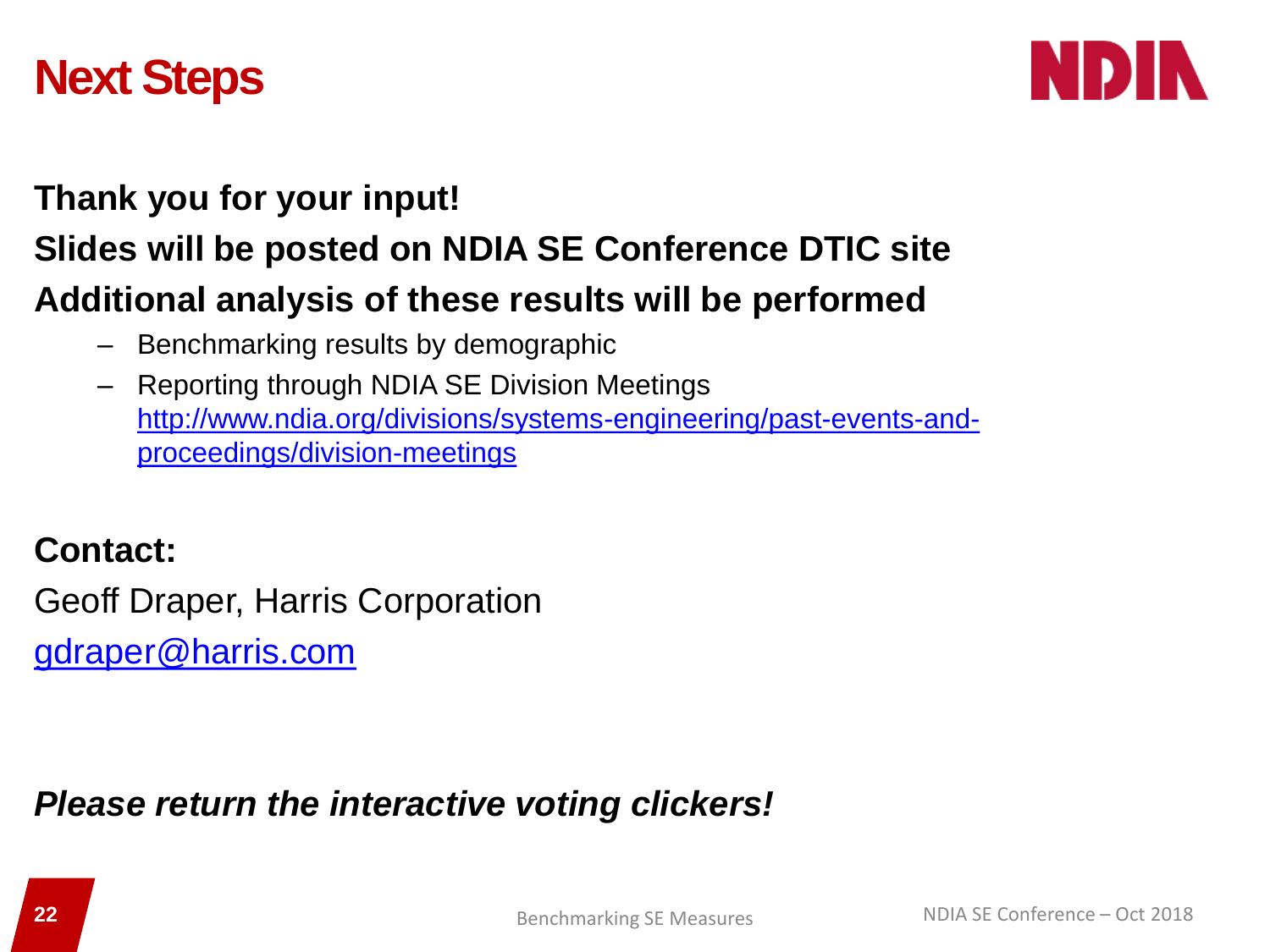# Next Steps

**Thank you for your input!**

**Slides will be posted on NDIA SE Conference DTIC site**

**Additional analysis of these results will be performed**

- Benchmarking results by demographic
- Reporting through NDIA SE Division Meetings http://www.ndia.org/divisions/systems-engineering/past-events-and-proceedings/division-meetings

**Contact:**

Geoff Draper, Harris Corporation

gdraper@harris.com

***Please return the interactive voting clickers!***